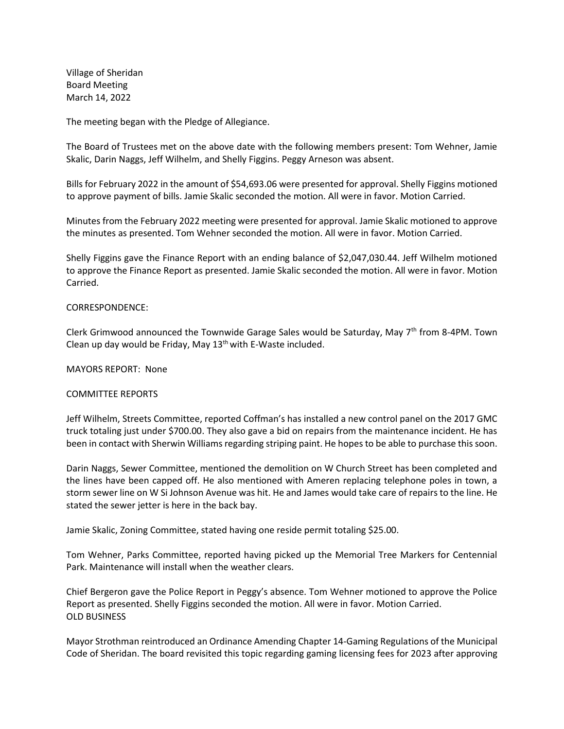Village of Sheridan
Board Meeting
March 14, 2022

The meeting began with the Pledge of Allegiance.

The Board of Trustees met on the above date with the following members present: Tom Wehner, Jamie Skalic, Darin Naggs, Jeff Wilhelm, and Shelly Figgins. Peggy Arneson was absent.

Bills for February 2022 in the amount of $54,693.06 were presented for approval. Shelly Figgins motioned to approve payment of bills. Jamie Skalic seconded the motion. All were in favor. Motion Carried.

Minutes from the February 2022 meeting were presented for approval. Jamie Skalic motioned to approve the minutes as presented. Tom Wehner seconded the motion. All were in favor. Motion Carried.

Shelly Figgins gave the Finance Report with an ending balance of $2,047,030.44. Jeff Wilhelm motioned to approve the Finance Report as presented. Jamie Skalic seconded the motion. All were in favor. Motion Carried.

CORRESPONDENCE:

Clerk Grimwood announced the Townwide Garage Sales would be Saturday, May 7th from 8-4PM. Town Clean up day would be Friday, May 13th with E-Waste included.

MAYORS REPORT: None

COMMITTEE REPORTS

Jeff Wilhelm, Streets Committee, reported Coffman's has installed a new control panel on the 2017 GMC truck totaling just under $700.00. They also gave a bid on repairs from the maintenance incident. He has been in contact with Sherwin Williams regarding striping paint. He hopes to be able to purchase this soon.

Darin Naggs, Sewer Committee, mentioned the demolition on W Church Street has been completed and the lines have been capped off. He also mentioned with Ameren replacing telephone poles in town, a storm sewer line on W Si Johnson Avenue was hit. He and James would take care of repairs to the line. He stated the sewer jetter is here in the back bay.

Jamie Skalic, Zoning Committee, stated having one reside permit totaling $25.00.

Tom Wehner, Parks Committee, reported having picked up the Memorial Tree Markers for Centennial Park. Maintenance will install when the weather clears.

Chief Bergeron gave the Police Report in Peggy's absence. Tom Wehner motioned to approve the Police Report as presented. Shelly Figgins seconded the motion. All were in favor. Motion Carried.

OLD BUSINESS

Mayor Strothman reintroduced an Ordinance Amending Chapter 14-Gaming Regulations of the Municipal Code of Sheridan. The board revisited this topic regarding gaming licensing fees for 2023 after approving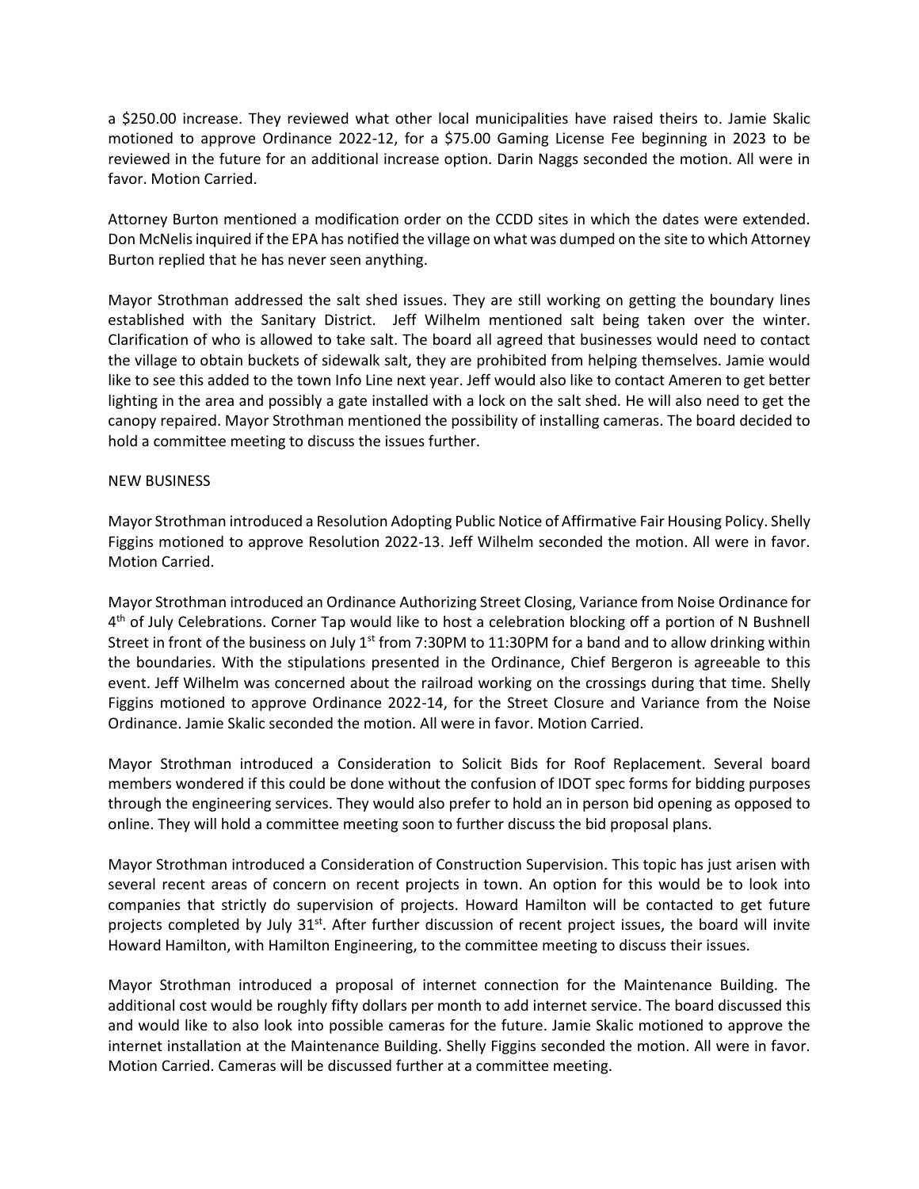a $250.00 increase. They reviewed what other local municipalities have raised theirs to. Jamie Skalic motioned to approve Ordinance 2022-12, for a $75.00 Gaming License Fee beginning in 2023 to be reviewed in the future for an additional increase option. Darin Naggs seconded the motion. All were in favor. Motion Carried.

Attorney Burton mentioned a modification order on the CCDD sites in which the dates were extended. Don McNelis inquired if the EPA has notified the village on what was dumped on the site to which Attorney Burton replied that he has never seen anything.

Mayor Strothman addressed the salt shed issues. They are still working on getting the boundary lines established with the Sanitary District. Jeff Wilhelm mentioned salt being taken over the winter. Clarification of who is allowed to take salt. The board all agreed that businesses would need to contact the village to obtain buckets of sidewalk salt, they are prohibited from helping themselves. Jamie would like to see this added to the town Info Line next year. Jeff would also like to contact Ameren to get better lighting in the area and possibly a gate installed with a lock on the salt shed. He will also need to get the canopy repaired. Mayor Strothman mentioned the possibility of installing cameras. The board decided to hold a committee meeting to discuss the issues further.

NEW BUSINESS

Mayor Strothman introduced a Resolution Adopting Public Notice of Affirmative Fair Housing Policy. Shelly Figgins motioned to approve Resolution 2022-13. Jeff Wilhelm seconded the motion. All were in favor. Motion Carried.

Mayor Strothman introduced an Ordinance Authorizing Street Closing, Variance from Noise Ordinance for 4th of July Celebrations. Corner Tap would like to host a celebration blocking off a portion of N Bushnell Street in front of the business on July 1st from 7:30PM to 11:30PM for a band and to allow drinking within the boundaries. With the stipulations presented in the Ordinance, Chief Bergeron is agreeable to this event. Jeff Wilhelm was concerned about the railroad working on the crossings during that time. Shelly Figgins motioned to approve Ordinance 2022-14, for the Street Closure and Variance from the Noise Ordinance. Jamie Skalic seconded the motion. All were in favor. Motion Carried.

Mayor Strothman introduced a Consideration to Solicit Bids for Roof Replacement. Several board members wondered if this could be done without the confusion of IDOT spec forms for bidding purposes through the engineering services. They would also prefer to hold an in person bid opening as opposed to online. They will hold a committee meeting soon to further discuss the bid proposal plans.

Mayor Strothman introduced a Consideration of Construction Supervision. This topic has just arisen with several recent areas of concern on recent projects in town. An option for this would be to look into companies that strictly do supervision of projects. Howard Hamilton will be contacted to get future projects completed by July 31st. After further discussion of recent project issues, the board will invite Howard Hamilton, with Hamilton Engineering, to the committee meeting to discuss their issues.

Mayor Strothman introduced a proposal of internet connection for the Maintenance Building. The additional cost would be roughly fifty dollars per month to add internet service. The board discussed this and would like to also look into possible cameras for the future. Jamie Skalic motioned to approve the internet installation at the Maintenance Building. Shelly Figgins seconded the motion. All were in favor. Motion Carried. Cameras will be discussed further at a committee meeting.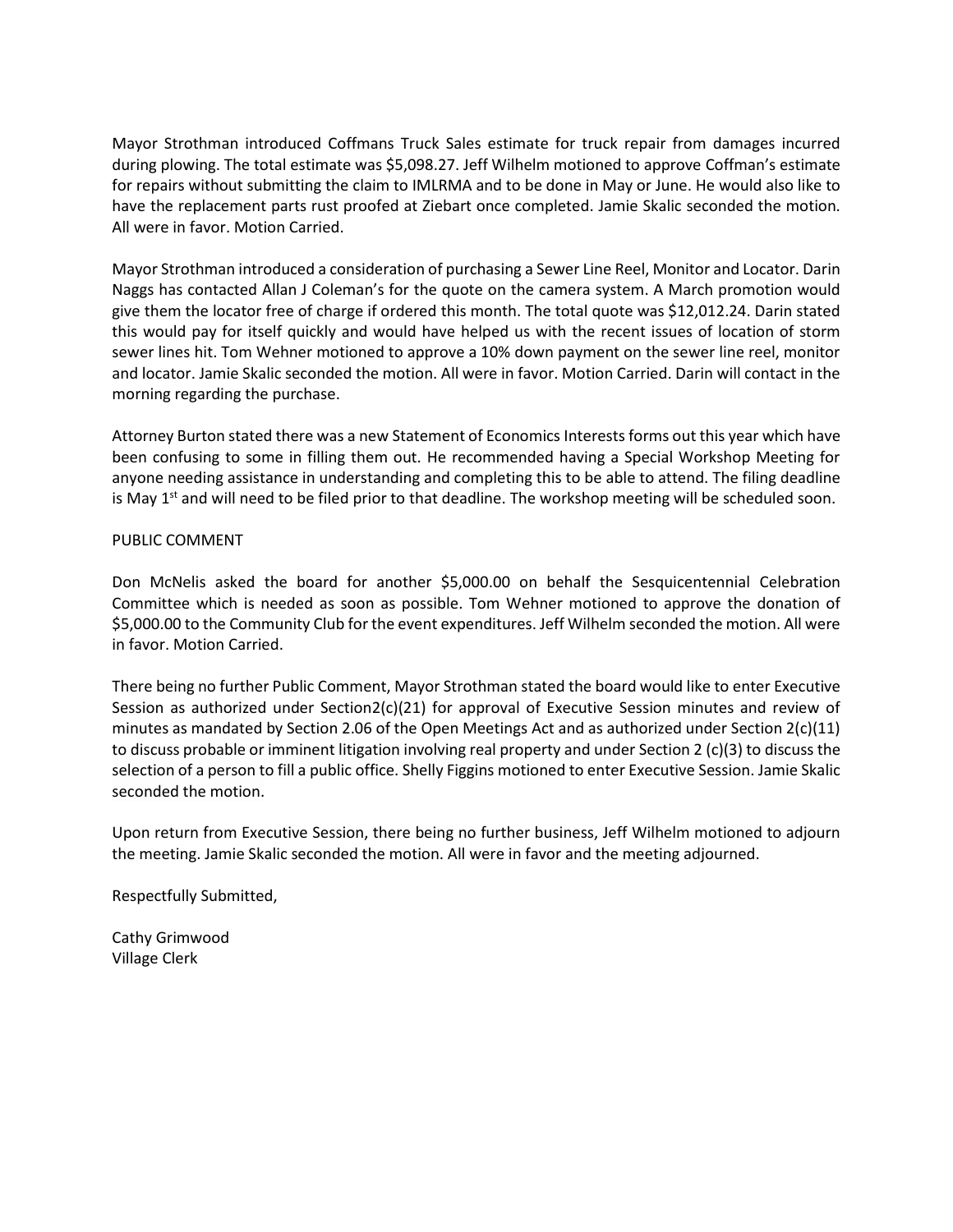Mayor Strothman introduced Coffmans Truck Sales estimate for truck repair from damages incurred during plowing. The total estimate was $5,098.27. Jeff Wilhelm motioned to approve Coffman's estimate for repairs without submitting the claim to IMLRMA and to be done in May or June. He would also like to have the replacement parts rust proofed at Ziebart once completed. Jamie Skalic seconded the motion. All were in favor. Motion Carried.

Mayor Strothman introduced a consideration of purchasing a Sewer Line Reel, Monitor and Locator. Darin Naggs has contacted Allan J Coleman's for the quote on the camera system. A March promotion would give them the locator free of charge if ordered this month. The total quote was $12,012.24. Darin stated this would pay for itself quickly and would have helped us with the recent issues of location of storm sewer lines hit. Tom Wehner motioned to approve a 10% down payment on the sewer line reel, monitor and locator. Jamie Skalic seconded the motion. All were in favor. Motion Carried. Darin will contact in the morning regarding the purchase.

Attorney Burton stated there was a new Statement of Economics Interests forms out this year which have been confusing to some in filling them out. He recommended having a Special Workshop Meeting for anyone needing assistance in understanding and completing this to be able to attend. The filing deadline is May 1st and will need to be filed prior to that deadline. The workshop meeting will be scheduled soon.

PUBLIC COMMENT

Don McNelis asked the board for another $5,000.00 on behalf the Sesquicentennial Celebration Committee which is needed as soon as possible. Tom Wehner motioned to approve the donation of $5,000.00 to the Community Club for the event expenditures. Jeff Wilhelm seconded the motion. All were in favor. Motion Carried.

There being no further Public Comment, Mayor Strothman stated the board would like to enter Executive Session as authorized under Section2(c)(21) for approval of Executive Session minutes and review of minutes as mandated by Section 2.06 of the Open Meetings Act and as authorized under Section 2(c)(11) to discuss probable or imminent litigation involving real property and under Section 2 (c)(3) to discuss the selection of a person to fill a public office. Shelly Figgins motioned to enter Executive Session. Jamie Skalic seconded the motion.

Upon return from Executive Session, there being no further business, Jeff Wilhelm motioned to adjourn the meeting. Jamie Skalic seconded the motion. All were in favor and the meeting adjourned.

Respectfully Submitted,

Cathy Grimwood
Village Clerk